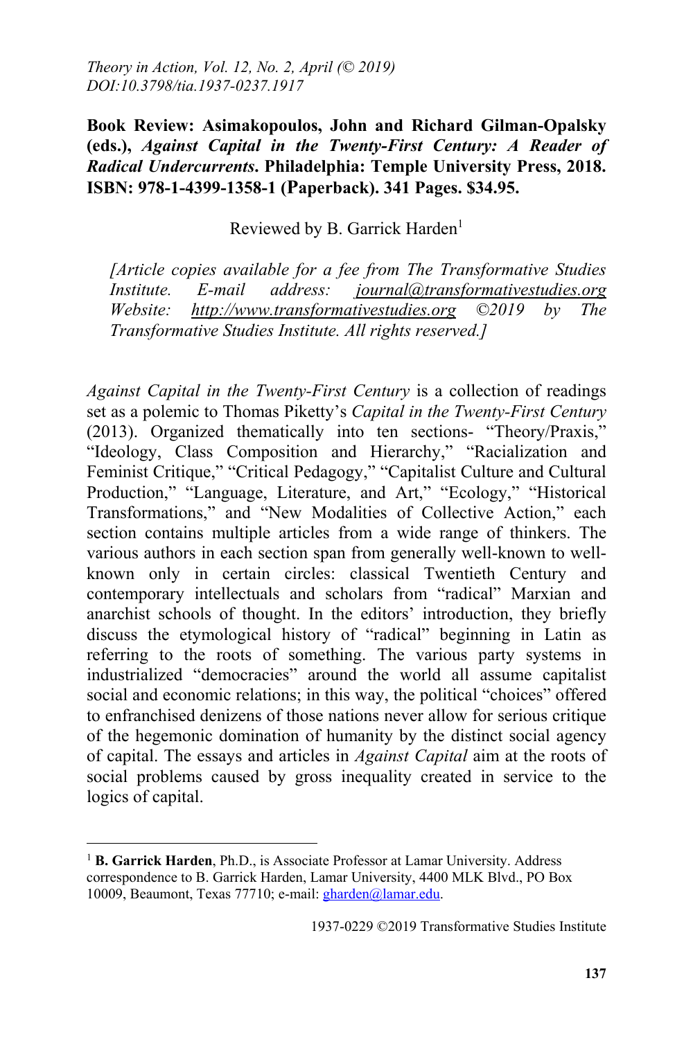*Theory in Action, Vol. 12, No. 2, April (© 2019)*
*DOI:10.3798/tia.1937-0237.1917*

**Book Review: Asimakopoulos, John and Richard Gilman-Opalsky (eds.), *Against Capital in the Twenty-First Century: A Reader of Radical Undercurrents*. Philadelphia: Temple University Press, 2018. ISBN: 978-1-4399-1358-1 (Paperback). 341 Pages. $34.95.**

Reviewed by B. Garrick Harden[1]

*[Article copies available for a fee from The Transformative Studies Institute. E-mail address: journal@transformativestudies.org Website: http://www.transformativestudies.org ©2019 by The Transformative Studies Institute. All rights reserved.]*

*Against Capital in the Twenty-First Century* is a collection of readings set as a polemic to Thomas Piketty's *Capital in the Twenty-First Century* (2013). Organized thematically into ten sections- "Theory/Praxis," "Ideology, Class Composition and Hierarchy," "Racialization and Feminist Critique," "Critical Pedagogy," "Capitalist Culture and Cultural Production," "Language, Literature, and Art," "Ecology," "Historical Transformations," and "New Modalities of Collective Action," each section contains multiple articles from a wide range of thinkers. The various authors in each section span from generally well-known to well-known only in certain circles: classical Twentieth Century and contemporary intellectuals and scholars from "radical" Marxian and anarchist schools of thought. In the editors' introduction, they briefly discuss the etymological history of "radical" beginning in Latin as referring to the roots of something. The various party systems in industrialized "democracies" around the world all assume capitalist social and economic relations; in this way, the political "choices" offered to enfranchised denizens of those nations never allow for serious critique of the hegemonic domination of humanity by the distinct social agency of capital. The essays and articles in *Against Capital* aim at the roots of social problems caused by gross inequality created in service to the logics of capital.

---

[1] **B. Garrick Harden**, Ph.D., is Associate Professor at Lamar University. Address correspondence to B. Garrick Harden, Lamar University, 4400 MLK Blvd., PO Box 10009, Beaumont, Texas 77710; e-mail: gharden@lamar.edu.

1937-0229 ©2019 Transformative Studies Institute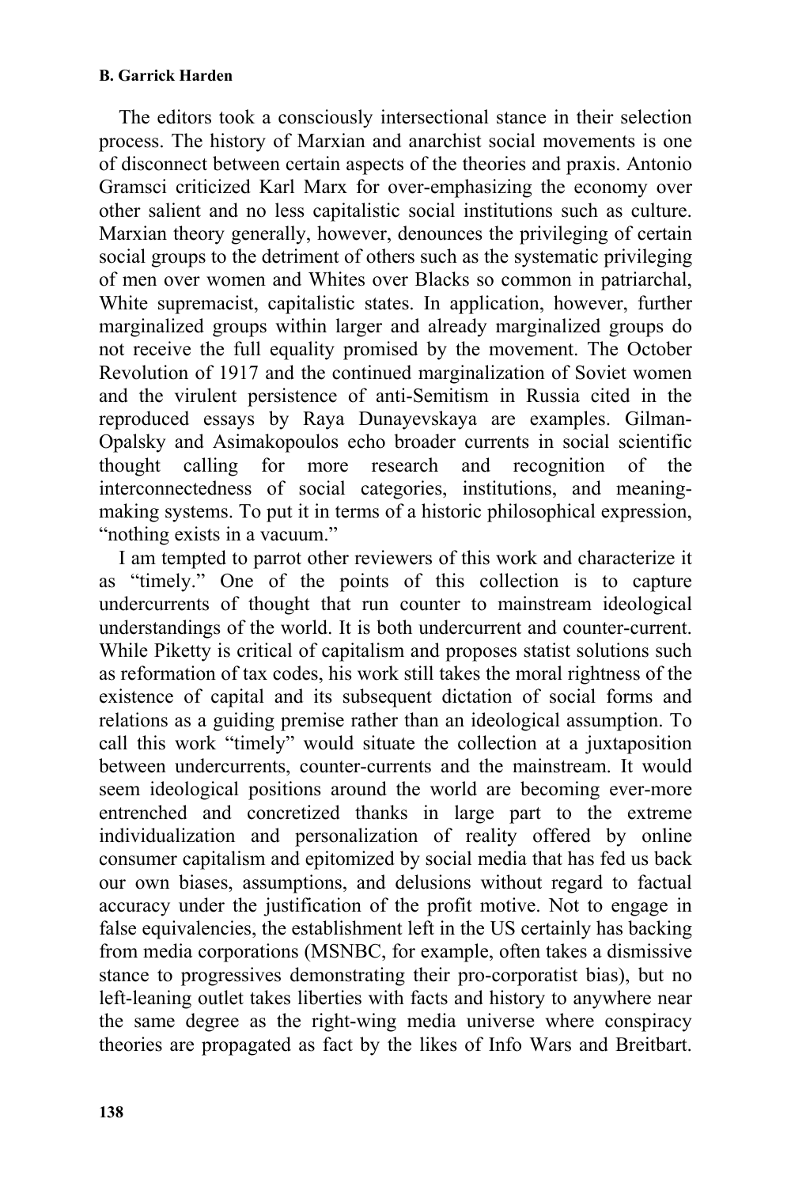The editors took a consciously intersectional stance in their selection process. The history of Marxian and anarchist social movements is one of disconnect between certain aspects of the theories and praxis. Antonio Gramsci criticized Karl Marx for over-emphasizing the economy over other salient and no less capitalistic social institutions such as culture. Marxian theory generally, however, denounces the privileging of certain social groups to the detriment of others such as the systematic privileging of men over women and Whites over Blacks so common in patriarchal, White supremacist, capitalistic states. In application, however, further marginalized groups within larger and already marginalized groups do not receive the full equality promised by the movement. The October Revolution of 1917 and the continued marginalization of Soviet women and the virulent persistence of anti-Semitism in Russia cited in the reproduced essays by Raya Dunayevskaya are examples. Gilman-Opalsky and Asimakopoulos echo broader currents in social scientific thought calling for more research and recognition of the interconnectedness of social categories, institutions, and meaning-making systems. To put it in terms of a historic philosophical expression, "nothing exists in a vacuum."

I am tempted to parrot other reviewers of this work and characterize it as "timely." One of the points of this collection is to capture undercurrents of thought that run counter to mainstream ideological understandings of the world. It is both undercurrent and counter-current. While Piketty is critical of capitalism and proposes statist solutions such as reformation of tax codes, his work still takes the moral rightness of the existence of capital and its subsequent dictation of social forms and relations as a guiding premise rather than an ideological assumption. To call this work "timely" would situate the collection at a juxtaposition between undercurrents, counter-currents and the mainstream. It would seem ideological positions around the world are becoming ever-more entrenched and concretized thanks in large part to the extreme individualization and personalization of reality offered by online consumer capitalism and epitomized by social media that has fed us back our own biases, assumptions, and delusions without regard to factual accuracy under the justification of the profit motive. Not to engage in false equivalencies, the establishment left in the US certainly has backing from media corporations (MSNBC, for example, often takes a dismissive stance to progressives demonstrating their pro-corporatist bias), but no left-leaning outlet takes liberties with facts and history to anywhere near the same degree as the right-wing media universe where conspiracy theories are propagated as fact by the likes of Info Wars and Breitbart.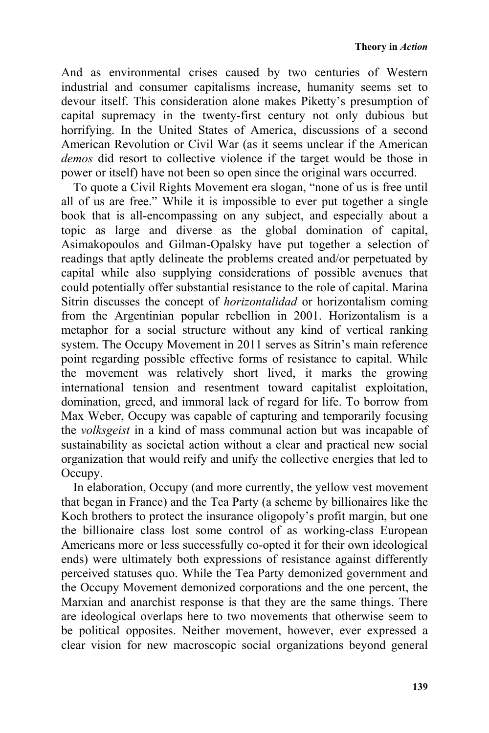And as environmental crises caused by two centuries of Western industrial and consumer capitalisms increase, humanity seems set to devour itself. This consideration alone makes Piketty's presumption of capital supremacy in the twenty-first century not only dubious but horrifying. In the United States of America, discussions of a second American Revolution or Civil War (as it seems unclear if the American *demos* did resort to collective violence if the target would be those in power or itself) have not been so open since the original wars occurred.

To quote a Civil Rights Movement era slogan, "none of us is free until all of us are free." While it is impossible to ever put together a single book that is all-encompassing on any subject, and especially about a topic as large and diverse as the global domination of capital, Asimakopoulos and Gilman-Opalsky have put together a selection of readings that aptly delineate the problems created and/or perpetuated by capital while also supplying considerations of possible avenues that could potentially offer substantial resistance to the role of capital. Marina Sitrin discusses the concept of *horizontalidad* or horizontalism coming from the Argentinian popular rebellion in 2001. Horizontalism is a metaphor for a social structure without any kind of vertical ranking system. The Occupy Movement in 2011 serves as Sitrin's main reference point regarding possible effective forms of resistance to capital. While the movement was relatively short lived, it marks the growing international tension and resentment toward capitalist exploitation, domination, greed, and immoral lack of regard for life. To borrow from Max Weber, Occupy was capable of capturing and temporarily focusing the *volksgeist* in a kind of mass communal action but was incapable of sustainability as societal action without a clear and practical new social organization that would reify and unify the collective energies that led to Occupy.

In elaboration, Occupy (and more currently, the yellow vest movement that began in France) and the Tea Party (a scheme by billionaires like the Koch brothers to protect the insurance oligopoly's profit margin, but one the billionaire class lost some control of as working-class European Americans more or less successfully co-opted it for their own ideological ends) were ultimately both expressions of resistance against differently perceived statuses quo. While the Tea Party demonized government and the Occupy Movement demonized corporations and the one percent, the Marxian and anarchist response is that they are the same things. There are ideological overlaps here to two movements that otherwise seem to be political opposites. Neither movement, however, ever expressed a clear vision for new macroscopic social organizations beyond general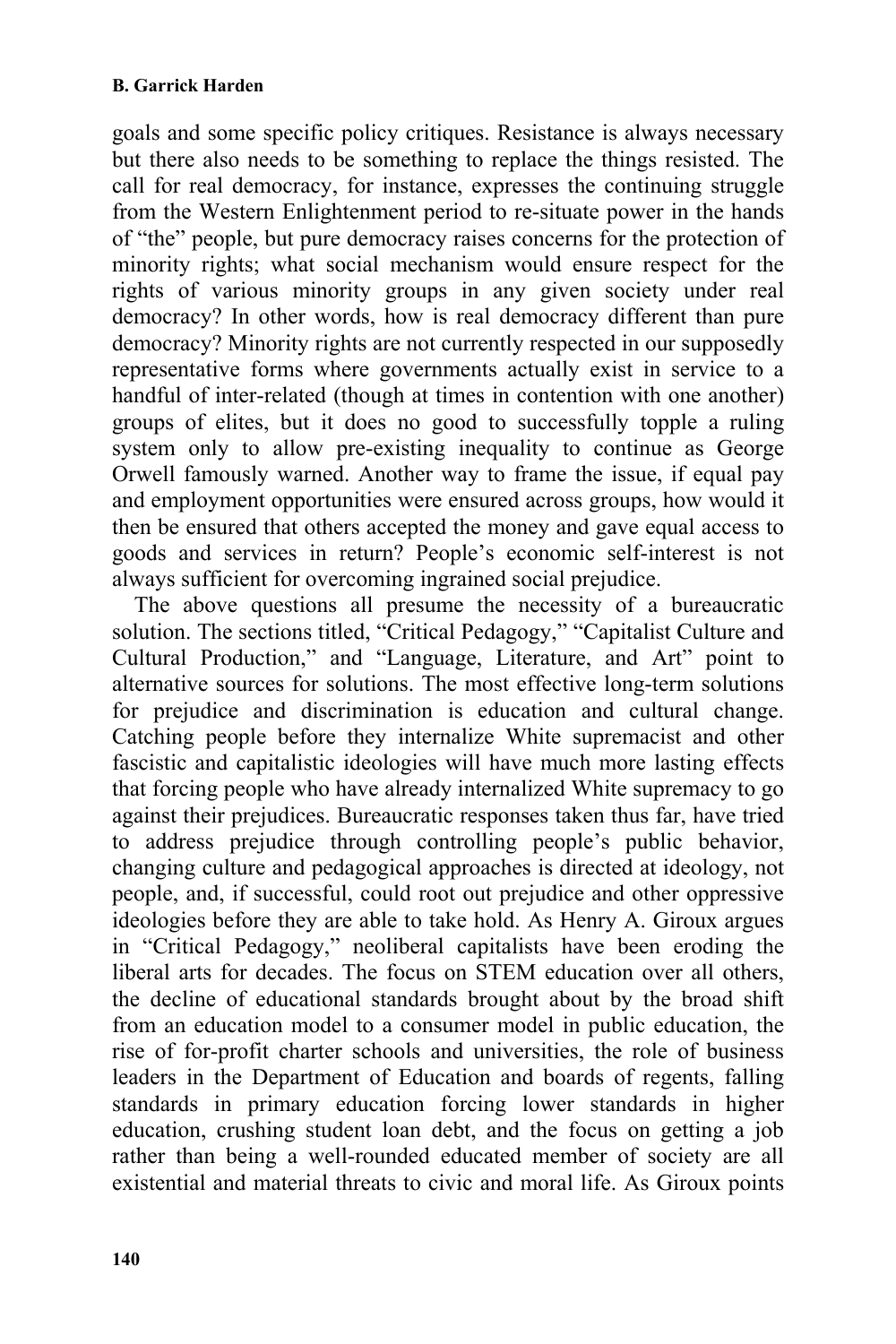goals and some specific policy critiques. Resistance is always necessary but there also needs to be something to replace the things resisted. The call for real democracy, for instance, expresses the continuing struggle from the Western Enlightenment period to re-situate power in the hands of "the" people, but pure democracy raises concerns for the protection of minority rights; what social mechanism would ensure respect for the rights of various minority groups in any given society under real democracy? In other words, how is real democracy different than pure democracy? Minority rights are not currently respected in our supposedly representative forms where governments actually exist in service to a handful of inter-related (though at times in contention with one another) groups of elites, but it does no good to successfully topple a ruling system only to allow pre-existing inequality to continue as George Orwell famously warned. Another way to frame the issue, if equal pay and employment opportunities were ensured across groups, how would it then be ensured that others accepted the money and gave equal access to goods and services in return? People's economic self-interest is not always sufficient for overcoming ingrained social prejudice.

The above questions all presume the necessity of a bureaucratic solution. The sections titled, "Critical Pedagogy," "Capitalist Culture and Cultural Production," and "Language, Literature, and Art" point to alternative sources for solutions. The most effective long-term solutions for prejudice and discrimination is education and cultural change. Catching people before they internalize White supremacist and other fascistic and capitalistic ideologies will have much more lasting effects that forcing people who have already internalized White supremacy to go against their prejudices. Bureaucratic responses taken thus far, have tried to address prejudice through controlling people's public behavior, changing culture and pedagogical approaches is directed at ideology, not people, and, if successful, could root out prejudice and other oppressive ideologies before they are able to take hold. As Henry A. Giroux argues in "Critical Pedagogy," neoliberal capitalists have been eroding the liberal arts for decades. The focus on STEM education over all others, the decline of educational standards brought about by the broad shift from an education model to a consumer model in public education, the rise of for-profit charter schools and universities, the role of business leaders in the Department of Education and boards of regents, falling standards in primary education forcing lower standards in higher education, crushing student loan debt, and the focus on getting a job rather than being a well-rounded educated member of society are all existential and material threats to civic and moral life. As Giroux points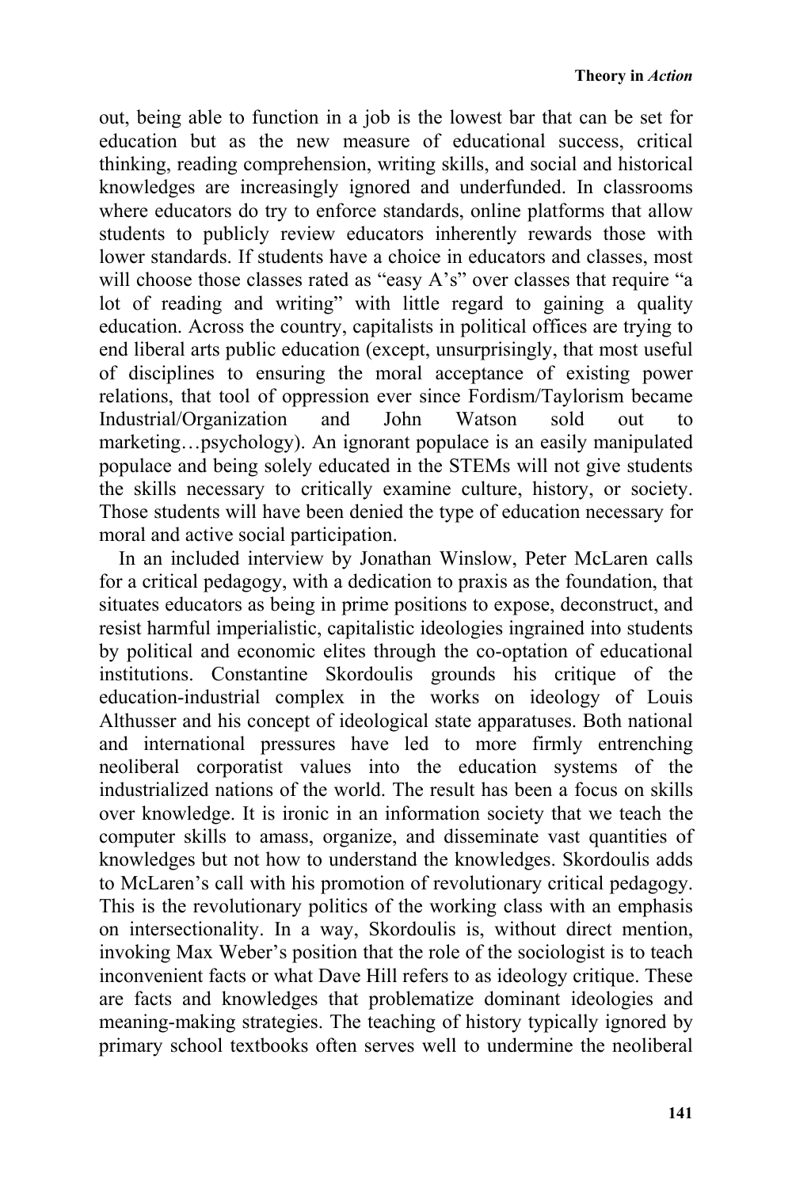out, being able to function in a job is the lowest bar that can be set for education but as the new measure of educational success, critical thinking, reading comprehension, writing skills, and social and historical knowledges are increasingly ignored and underfunded. In classrooms where educators do try to enforce standards, online platforms that allow students to publicly review educators inherently rewards those with lower standards. If students have a choice in educators and classes, most will choose those classes rated as "easy A's" over classes that require "a lot of reading and writing" with little regard to gaining a quality education. Across the country, capitalists in political offices are trying to end liberal arts public education (except, unsurprisingly, that most useful of disciplines to ensuring the moral acceptance of existing power relations, that tool of oppression ever since Fordism/Taylorism became Industrial/Organization and John Watson sold out to marketing…psychology). An ignorant populace is an easily manipulated populace and being solely educated in the STEMs will not give students the skills necessary to critically examine culture, history, or society. Those students will have been denied the type of education necessary for moral and active social participation.

In an included interview by Jonathan Winslow, Peter McLaren calls for a critical pedagogy, with a dedication to praxis as the foundation, that situates educators as being in prime positions to expose, deconstruct, and resist harmful imperialistic, capitalistic ideologies ingrained into students by political and economic elites through the co-optation of educational institutions. Constantine Skordoulis grounds his critique of the education-industrial complex in the works on ideology of Louis Althusser and his concept of ideological state apparatuses. Both national and international pressures have led to more firmly entrenching neoliberal corporatist values into the education systems of the industrialized nations of the world. The result has been a focus on skills over knowledge. It is ironic in an information society that we teach the computer skills to amass, organize, and disseminate vast quantities of knowledges but not how to understand the knowledges. Skordoulis adds to McLaren's call with his promotion of revolutionary critical pedagogy. This is the revolutionary politics of the working class with an emphasis on intersectionality. In a way, Skordoulis is, without direct mention, invoking Max Weber's position that the role of the sociologist is to teach inconvenient facts or what Dave Hill refers to as ideology critique. These are facts and knowledges that problematize dominant ideologies and meaning-making strategies. The teaching of history typically ignored by primary school textbooks often serves well to undermine the neoliberal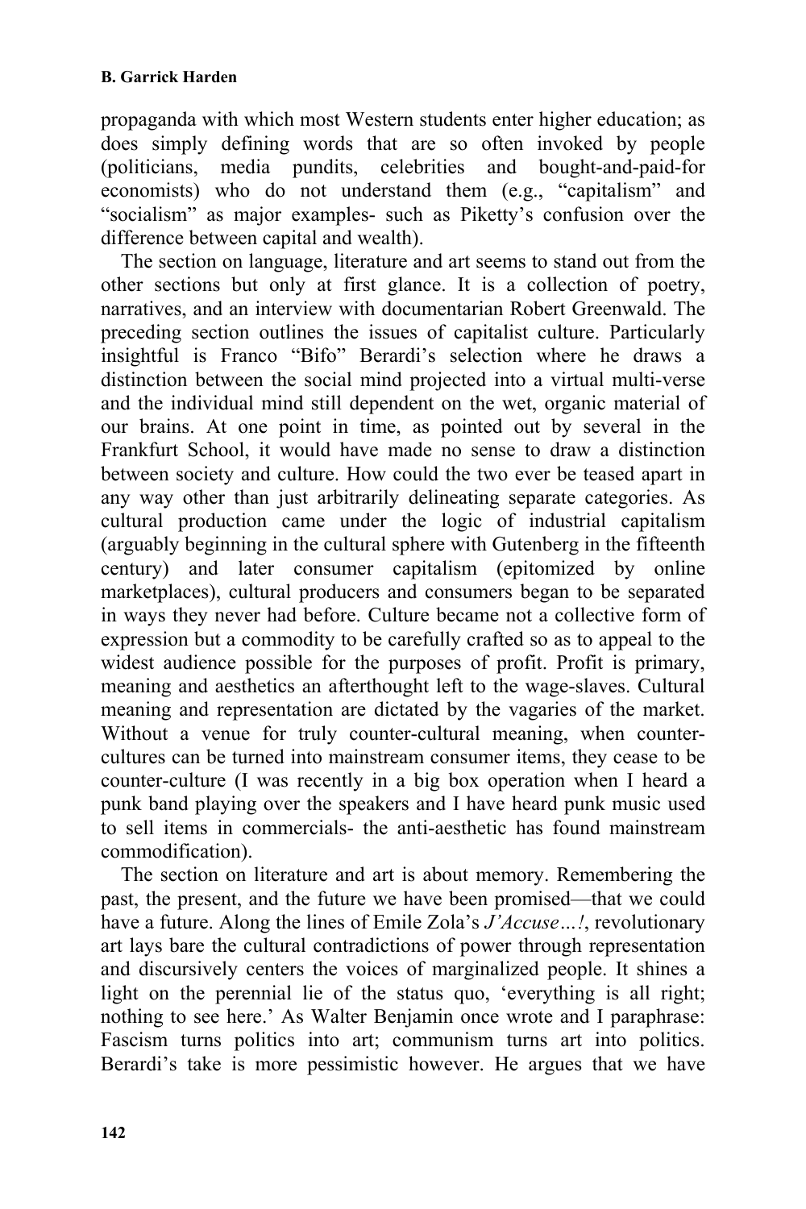propaganda with which most Western students enter higher education; as does simply defining words that are so often invoked by people (politicians, media pundits, celebrities and bought-and-paid-for economists) who do not understand them (e.g., "capitalism" and "socialism" as major examples- such as Piketty's confusion over the difference between capital and wealth).

The section on language, literature and art seems to stand out from the other sections but only at first glance. It is a collection of poetry, narratives, and an interview with documentarian Robert Greenwald. The preceding section outlines the issues of capitalist culture. Particularly insightful is Franco "Bifo" Berardi's selection where he draws a distinction between the social mind projected into a virtual multi-verse and the individual mind still dependent on the wet, organic material of our brains. At one point in time, as pointed out by several in the Frankfurt School, it would have made no sense to draw a distinction between society and culture. How could the two ever be teased apart in any way other than just arbitrarily delineating separate categories. As cultural production came under the logic of industrial capitalism (arguably beginning in the cultural sphere with Gutenberg in the fifteenth century) and later consumer capitalism (epitomized by online marketplaces), cultural producers and consumers began to be separated in ways they never had before. Culture became not a collective form of expression but a commodity to be carefully crafted so as to appeal to the widest audience possible for the purposes of profit. Profit is primary, meaning and aesthetics an afterthought left to the wage-slaves. Cultural meaning and representation are dictated by the vagaries of the market. Without a venue for truly counter-cultural meaning, when counter-cultures can be turned into mainstream consumer items, they cease to be counter-culture (I was recently in a big box operation when I heard a punk band playing over the speakers and I have heard punk music used to sell items in commercials- the anti-aesthetic has found mainstream commodification).

The section on literature and art is about memory. Remembering the past, the present, and the future we have been promised—that we could have a future. Along the lines of Emile Zola's *J'Accuse…!*, revolutionary art lays bare the cultural contradictions of power through representation and discursively centers the voices of marginalized people. It shines a light on the perennial lie of the status quo, 'everything is all right; nothing to see here.' As Walter Benjamin once wrote and I paraphrase: Fascism turns politics into art; communism turns art into politics. Berardi's take is more pessimistic however. He argues that we have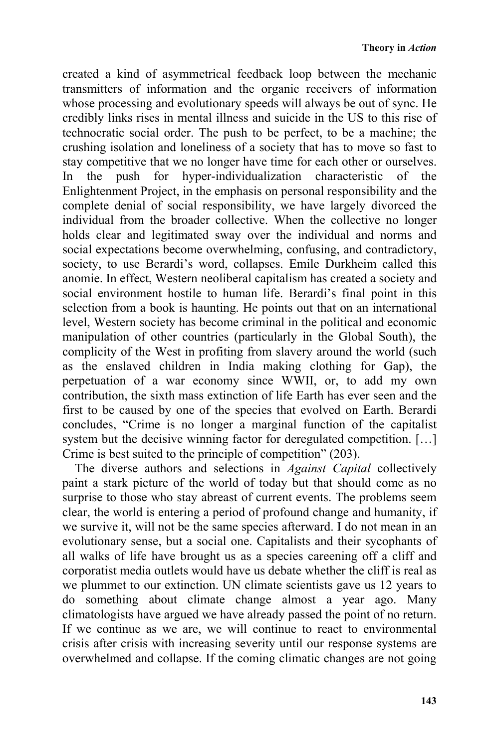created a kind of asymmetrical feedback loop between the mechanic transmitters of information and the organic receivers of information whose processing and evolutionary speeds will always be out of sync. He credibly links rises in mental illness and suicide in the US to this rise of technocratic social order. The push to be perfect, to be a machine; the crushing isolation and loneliness of a society that has to move so fast to stay competitive that we no longer have time for each other or ourselves. In the push for hyper-individualization characteristic of the Enlightenment Project, in the emphasis on personal responsibility and the complete denial of social responsibility, we have largely divorced the individual from the broader collective. When the collective no longer holds clear and legitimated sway over the individual and norms and social expectations become overwhelming, confusing, and contradictory, society, to use Berardi's word, collapses. Emile Durkheim called this anomie. In effect, Western neoliberal capitalism has created a society and social environment hostile to human life. Berardi's final point in this selection from a book is haunting. He points out that on an international level, Western society has become criminal in the political and economic manipulation of other countries (particularly in the Global South), the complicity of the West in profiting from slavery around the world (such as the enslaved children in India making clothing for Gap), the perpetuation of a war economy since WWII, or, to add my own contribution, the sixth mass extinction of life Earth has ever seen and the first to be caused by one of the species that evolved on Earth. Berardi concludes, "Crime is no longer a marginal function of the capitalist system but the decisive winning factor for deregulated competition. […] Crime is best suited to the principle of competition" (203).

The diverse authors and selections in *Against Capital* collectively paint a stark picture of the world of today but that should come as no surprise to those who stay abreast of current events. The problems seem clear, the world is entering a period of profound change and humanity, if we survive it, will not be the same species afterward. I do not mean in an evolutionary sense, but a social one. Capitalists and their sycophants of all walks of life have brought us as a species careening off a cliff and corporatist media outlets would have us debate whether the cliff is real as we plummet to our extinction. UN climate scientists gave us 12 years to do something about climate change almost a year ago. Many climatologists have argued we have already passed the point of no return. If we continue as we are, we will continue to react to environmental crisis after crisis with increasing severity until our response systems are overwhelmed and collapse. If the coming climatic changes are not going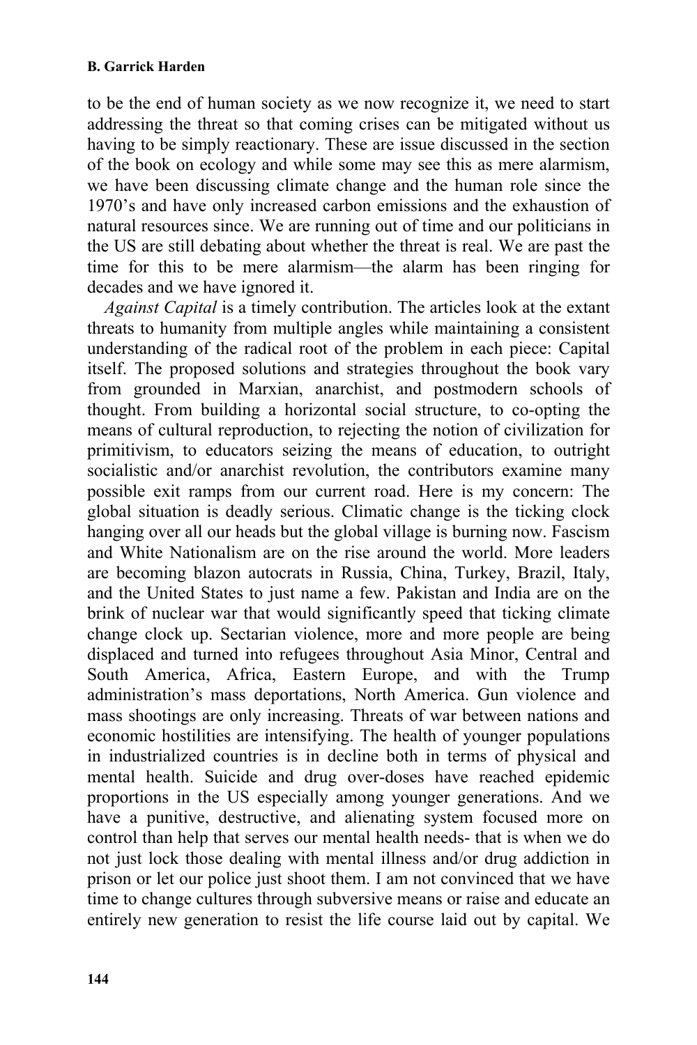to be the end of human society as we now recognize it, we need to start addressing the threat so that coming crises can be mitigated without us having to be simply reactionary. These are issue discussed in the section of the book on ecology and while some may see this as mere alarmism, we have been discussing climate change and the human role since the 1970's and have only increased carbon emissions and the exhaustion of natural resources since. We are running out of time and our politicians in the US are still debating about whether the threat is real. We are past the time for this to be mere alarmism—the alarm has been ringing for decades and we have ignored it.

*Against Capital* is a timely contribution. The articles look at the extant threats to humanity from multiple angles while maintaining a consistent understanding of the radical root of the problem in each piece: Capital itself. The proposed solutions and strategies throughout the book vary from grounded in Marxian, anarchist, and postmodern schools of thought. From building a horizontal social structure, to co-opting the means of cultural reproduction, to rejecting the notion of civilization for primitivism, to educators seizing the means of education, to outright socialistic and/or anarchist revolution, the contributors examine many possible exit ramps from our current road. Here is my concern: The global situation is deadly serious. Climatic change is the ticking clock hanging over all our heads but the global village is burning now. Fascism and White Nationalism are on the rise around the world. More leaders are becoming blazon autocrats in Russia, China, Turkey, Brazil, Italy, and the United States to just name a few. Pakistan and India are on the brink of nuclear war that would significantly speed that ticking climate change clock up. Sectarian violence, more and more people are being displaced and turned into refugees throughout Asia Minor, Central and South America, Africa, Eastern Europe, and with the Trump administration's mass deportations, North America. Gun violence and mass shootings are only increasing. Threats of war between nations and economic hostilities are intensifying. The health of younger populations in industrialized countries is in decline both in terms of physical and mental health. Suicide and drug over-doses have reached epidemic proportions in the US especially among younger generations. And we have a punitive, destructive, and alienating system focused more on control than help that serves our mental health needs- that is when we do not just lock those dealing with mental illness and/or drug addiction in prison or let our police just shoot them. I am not convinced that we have time to change cultures through subversive means or raise and educate an entirely new generation to resist the life course laid out by capital. We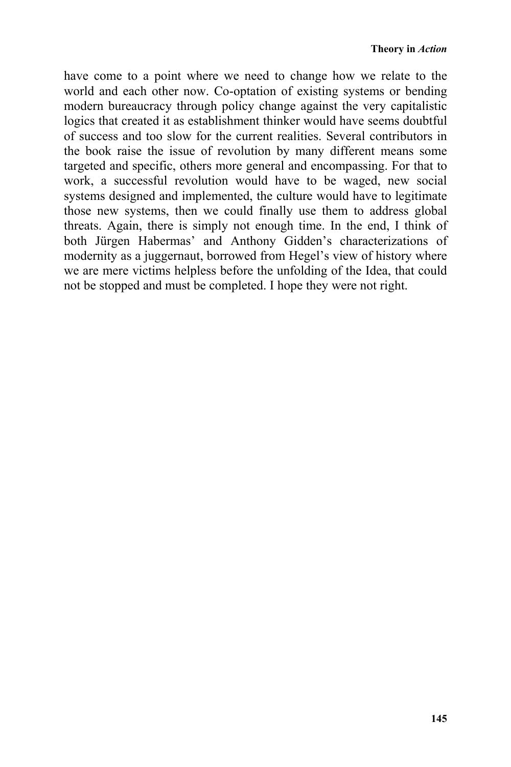have come to a point where we need to change how we relate to the world and each other now. Co-optation of existing systems or bending modern bureaucracy through policy change against the very capitalistic logics that created it as establishment thinker would have seems doubtful of success and too slow for the current realities. Several contributors in the book raise the issue of revolution by many different means some targeted and specific, others more general and encompassing. For that to work, a successful revolution would have to be waged, new social systems designed and implemented, the culture would have to legitimate those new systems, then we could finally use them to address global threats. Again, there is simply not enough time. In the end, I think of both Jürgen Habermas' and Anthony Gidden's characterizations of modernity as a juggernaut, borrowed from Hegel's view of history where we are mere victims helpless before the unfolding of the Idea, that could not be stopped and must be completed. I hope they were not right.